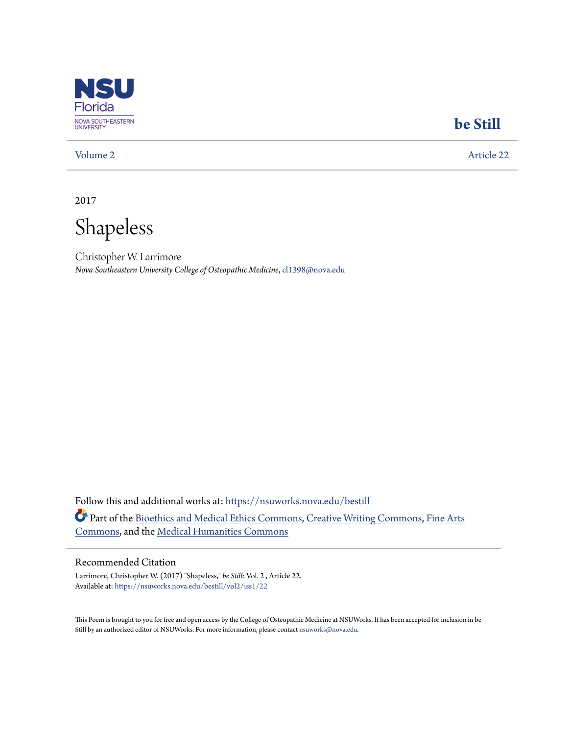NSU Florida
NOVA SOUTHEASTERN UNIVERSITY

**be Still**

Volume 2 | Article 22

2017

# Shapeless

Christopher W. Larrimore
*Nova Southeastern University College of Osteopathic Medicine*, cl1398@nova.edu

Follow this and additional works at: https://nsuworks.nova.edu/bestill

Part of the Bioethics and Medical Ethics Commons, Creative Writing Commons, Fine Arts Commons, and the Medical Humanities Commons

## Recommended Citation

Larrimore, Christopher W. (2017) "Shapeless," *be Still*: Vol. 2 , Article 22.
Available at: https://nsuworks.nova.edu/bestill/vol2/iss1/22

This Poem is brought to you for free and open access by the College of Osteopathic Medicine at NSUWorks. It has been accepted for inclusion in be Still by an authorized editor of NSUWorks. For more information, please contact nsuworks@nova.edu.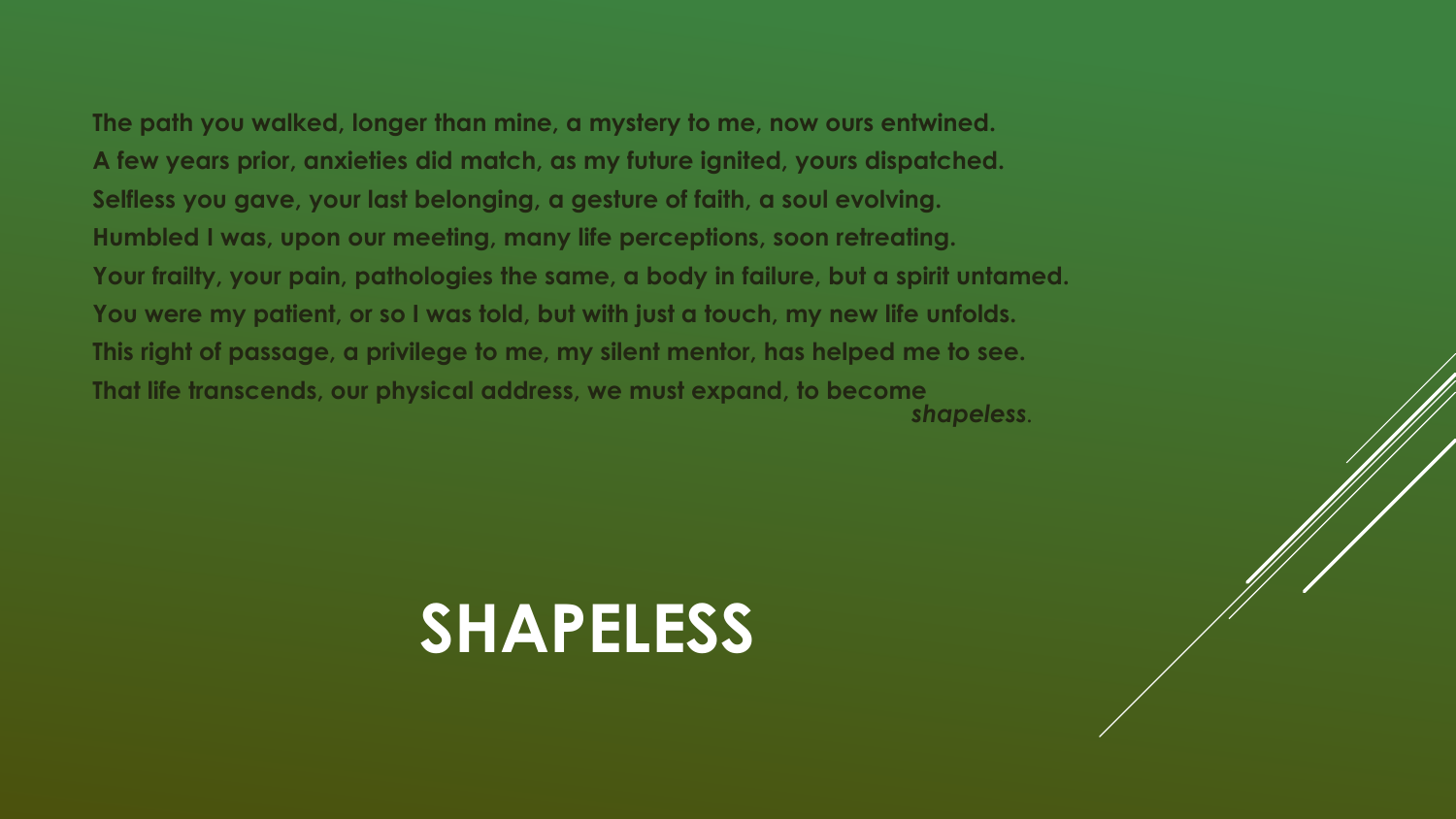**The path you walked, longer than mine, a mystery to me, now ours entwined.**
**A few years prior, anxieties did match, as my future ignited, yours dispatched.**
**Selfless you gave, your last belonging, a gesture of faith, a soul evolving.**
**Humbled I was, upon our meeting, many life perceptions, soon retreating.**
**Your frailty, your pain, pathologies the same, a body in failure, but a spirit untamed.**
**You were my patient, or so I was told, but with just a touch, my new life unfolds.**
**This right of passage, a privilege to me, my silent mentor, has helped me to see.**
**That life transcends, our physical address, we must expand, to become** ***shapeless*.**

# SHAPELESS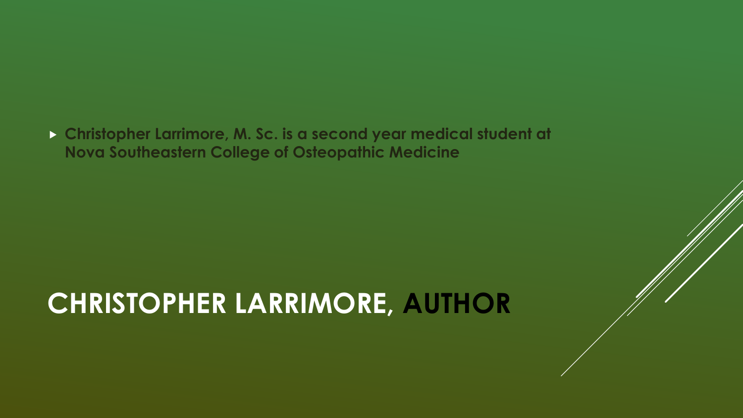- **Christopher Larrimore, M. Sc. is a second year medical student at Nova Southeastern College of Osteopathic Medicine**

# CHRISTOPHER LARRIMORE, AUTHOR